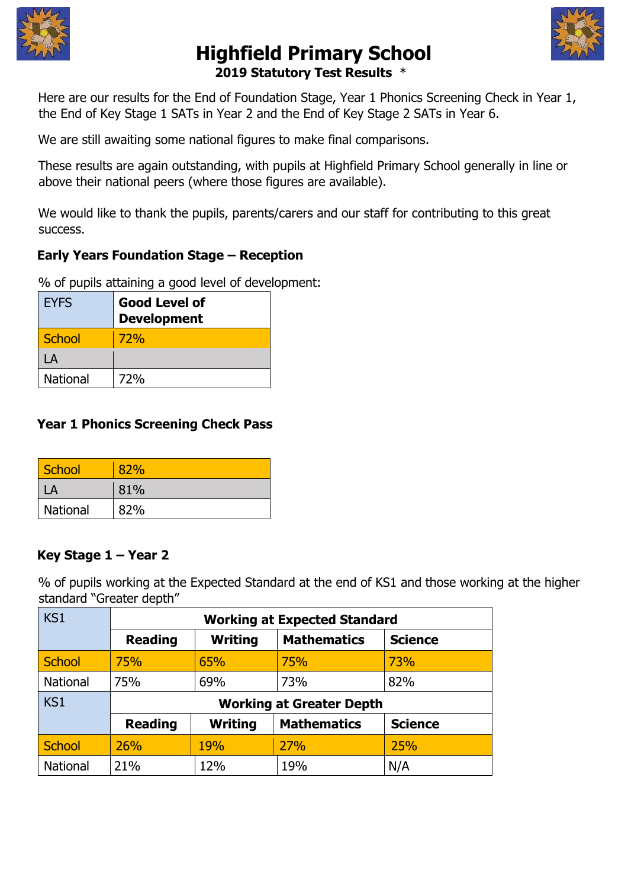# Highfield Primary School

**2019 Statutory Test Results** *

Here are our results for the End of Foundation Stage, Year 1 Phonics Screening Check in Year 1, the End of Key Stage 1 SATs in Year 2 and the End of Key Stage 2 SATs in Year 6.

We are still awaiting some national figures to make final comparisons.

These results are again outstanding, with pupils at Highfield Primary School generally in line or above their national peers (where those figures are available).

We would like to thank the pupils, parents/carers and our staff for contributing to this great success.

### Early Years Foundation Stage – Reception

% of pupils attaining a good level of development:

| EYFS | **Good Level of Development** |
|---|---|
| School | 72% |
| LA | |
| National | 72% |

### Year 1 Phonics Screening Check Pass

| | |
|---|---|
| School | 82% |
| LA | 81% |
| National | 82% |

### Key Stage 1 – Year 2

% of pupils working at the Expected Standard at the end of KS1 and those working at the higher standard "Greater depth"

| KS1 | **Working at Expected Standard** | | | |
|---|---|---|---|---|
| | **Reading** | **Writing** | **Mathematics** | **Science** |
| School | 75% | 65% | 75% | 73% |
| National | 75% | 69% | 73% | 82% |
| KS1 | **Working at Greater Depth** | | | |
| | **Reading** | **Writing** | **Mathematics** | **Science** |
| School | 26% | 19% | 27% | 25% |
| National | 21% | 12% | 19% | N/A |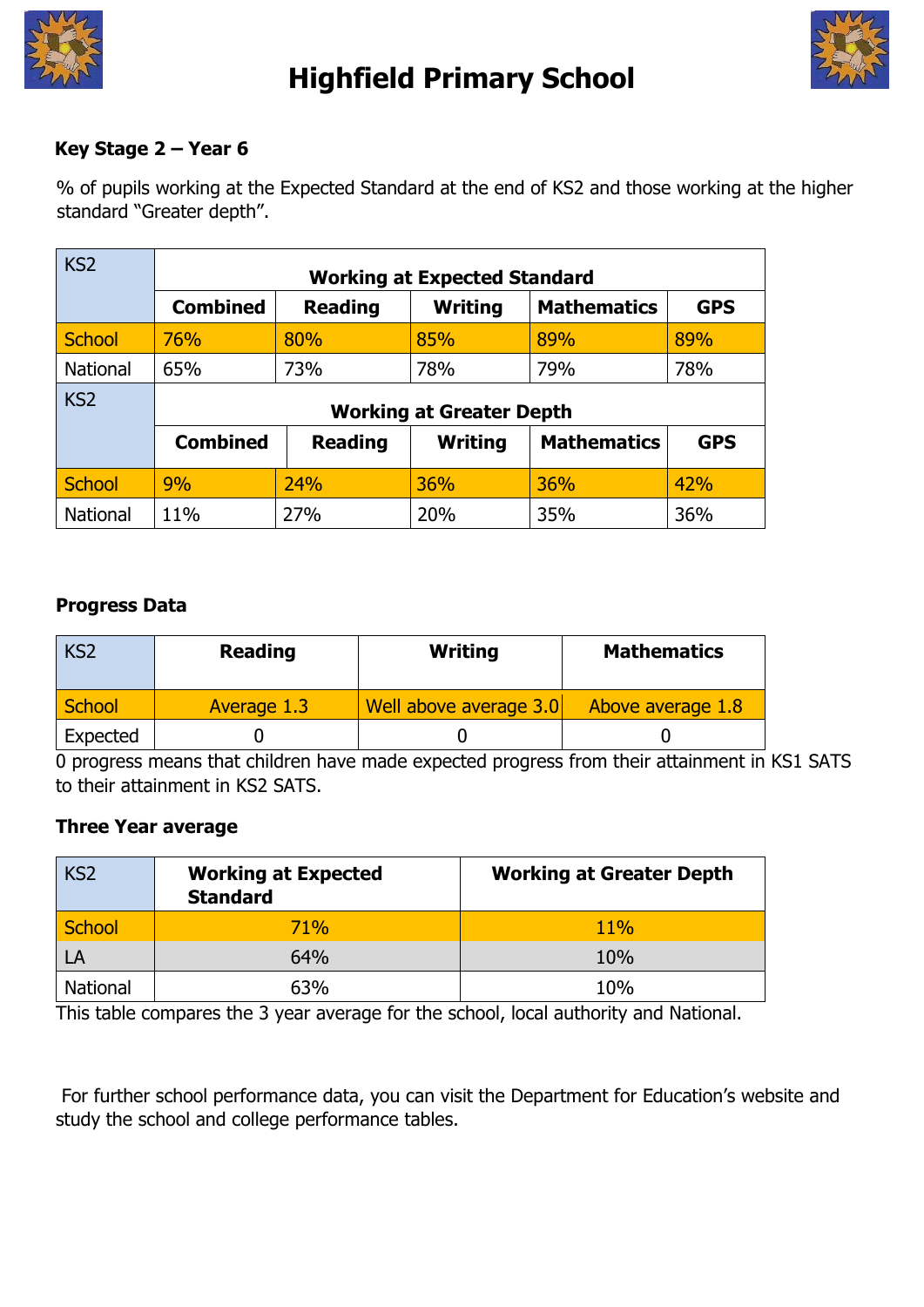# Highfield Primary School

**Key Stage 2 – Year 6**

% of pupils working at the Expected Standard at the end of KS2 and those working at the higher standard "Greater depth".

| KS2 | Working at Expected Standard | | | | |
|---|---|---|---|---|---|
| | **Combined** | **Reading** | **Writing** | **Mathematics** | **GPS** |
| School | 76% | 80% | 85% | 89% | 89% |
| National | 65% | 73% | 78% | 79% | 78% |
| **KS2** | **Working at Greater Depth** | | | | |
| | **Combined** | **Reading** | **Writing** | **Mathematics** | **GPS** |
| School | 9% | 24% | 36% | 36% | 42% |
| National | 11% | 27% | 20% | 35% | 36% |

**Progress Data**

| KS2 | Reading | Writing | Mathematics |
|---|---|---|---|
| School | Average 1.3 | Well above average 3.0 | Above average 1.8 |
| Expected | 0 | 0 | 0 |

0 progress means that children have made expected progress from their attainment in KS1 SATS to their attainment in KS2 SATS.

**Three Year average**

| KS2 | Working at Expected Standard | Working at Greater Depth |
|---|---|---|
| School | 71% | 11% |
| LA | 64% | 10% |
| National | 63% | 10% |

This table compares the 3 year average for the school, local authority and National.

For further school performance data, you can visit the Department for Education's website and study the school and college performance tables.